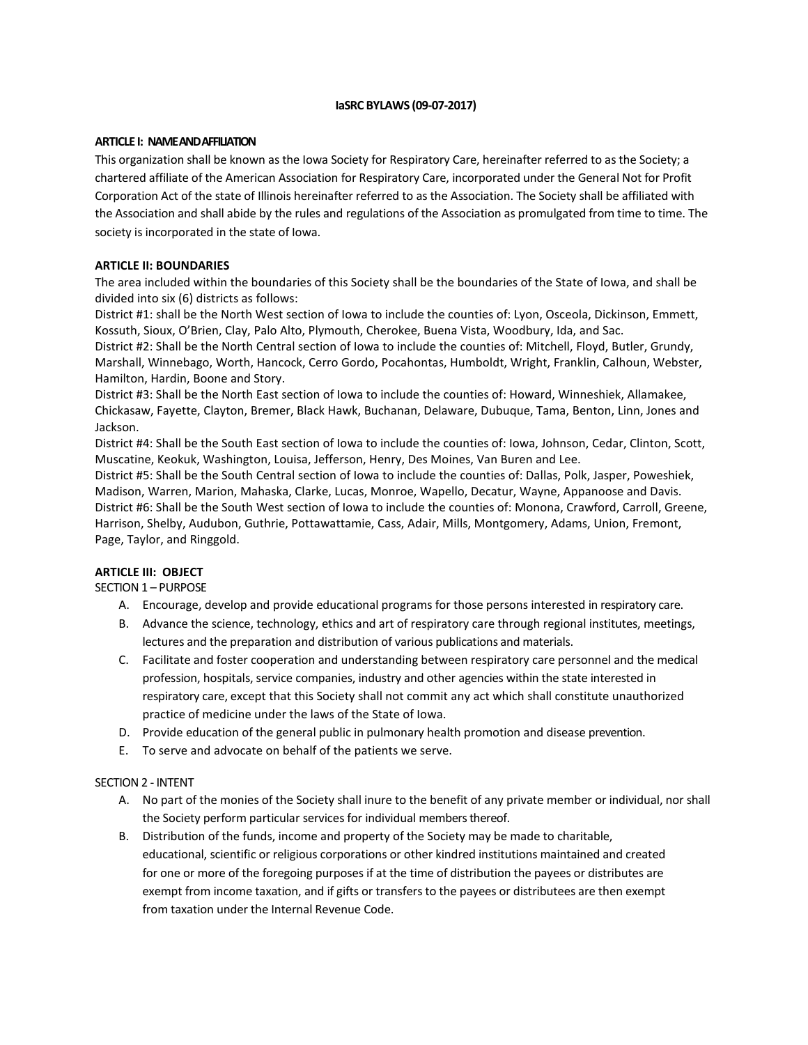**IaSRC BYLAWS (09-07-2017)**

**ARTICLE I: NAME AND AFFILIATION**

This organization shall be known as the Iowa Society for Respiratory Care, hereinafter referred to as the Society; a chartered affiliate of the American Association for Respiratory Care, incorporated under the General Not for Profit Corporation Act of the state of Illinois hereinafter referred to as the Association. The Society shall be affiliated with the Association and shall abide by the rules and regulations of the Association as promulgated from time to time. The society is incorporated in the state of Iowa.

**ARTICLE II: BOUNDARIES**

The area included within the boundaries of this Society shall be the boundaries of the State of Iowa, and shall be divided into six (6) districts as follows:

District #1: shall be the North West section of Iowa to include the counties of: Lyon, Osceola, Dickinson, Emmett, Kossuth, Sioux, O'Brien, Clay, Palo Alto, Plymouth, Cherokee, Buena Vista, Woodbury, Ida, and Sac.

District #2: Shall be the North Central section of Iowa to include the counties of: Mitchell, Floyd, Butler, Grundy, Marshall, Winnebago, Worth, Hancock, Cerro Gordo, Pocahontas, Humboldt, Wright, Franklin, Calhoun, Webster, Hamilton, Hardin, Boone and Story.

District #3: Shall be the North East section of Iowa to include the counties of: Howard, Winneshiek, Allamakee, Chickasaw, Fayette, Clayton, Bremer, Black Hawk, Buchanan, Delaware, Dubuque, Tama, Benton, Linn, Jones and Jackson.

District #4: Shall be the South East section of Iowa to include the counties of: Iowa, Johnson, Cedar, Clinton, Scott, Muscatine, Keokuk, Washington, Louisa, Jefferson, Henry, Des Moines, Van Buren and Lee.

District #5: Shall be the South Central section of Iowa to include the counties of: Dallas, Polk, Jasper, Poweshiek, Madison, Warren, Marion, Mahaska, Clarke, Lucas, Monroe, Wapello, Decatur, Wayne, Appanoose and Davis.

District #6: Shall be the South West section of Iowa to include the counties of: Monona, Crawford, Carroll, Greene, Harrison, Shelby, Audubon, Guthrie, Pottawattamie, Cass, Adair, Mills, Montgomery, Adams, Union, Fremont, Page, Taylor, and Ringgold.

**ARTICLE III: OBJECT**

SECTION 1 – PURPOSE

A. Encourage, develop and provide educational programs for those persons interested in respiratory care.
B. Advance the science, technology, ethics and art of respiratory care through regional institutes, meetings, lectures and the preparation and distribution of various publications and materials.
C. Facilitate and foster cooperation and understanding between respiratory care personnel and the medical profession, hospitals, service companies, industry and other agencies within the state interested in respiratory care, except that this Society shall not commit any act which shall constitute unauthorized practice of medicine under the laws of the State of Iowa.
D. Provide education of the general public in pulmonary health promotion and disease prevention.
E. To serve and advocate on behalf of the patients we serve.

SECTION 2 - INTENT

A. No part of the monies of the Society shall inure to the benefit of any private member or individual, nor shall the Society perform particular services for individual members thereof.
B. Distribution of the funds, income and property of the Society may be made to charitable, educational, scientific or religious corporations or other kindred institutions maintained and created for one or more of the foregoing purposes if at the time of distribution the payees or distributes are exempt from income taxation, and if gifts or transfers to the payees or distributees are then exempt from taxation under the Internal Revenue Code.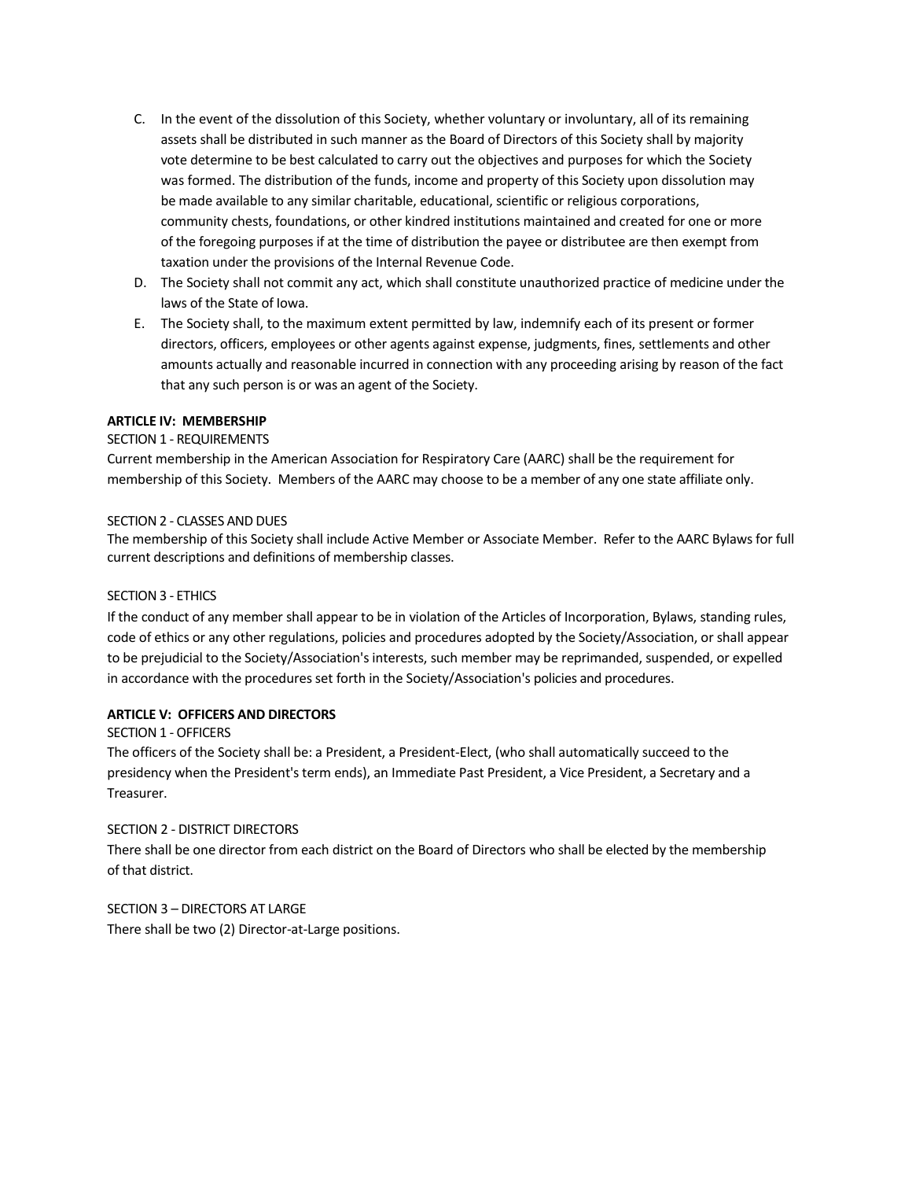C. In the event of the dissolution of this Society, whether voluntary or involuntary, all of its remaining assets shall be distributed in such manner as the Board of Directors of this Society shall by majority vote determine to be best calculated to carry out the objectives and purposes for which the Society was formed. The distribution of the funds, income and property of this Society upon dissolution may be made available to any similar charitable, educational, scientific or religious corporations, community chests, foundations, or other kindred institutions maintained and created for one or more of the foregoing purposes if at the time of distribution the payee or distributee are then exempt from taxation under the provisions of the Internal Revenue Code.

D. The Society shall not commit any act, which shall constitute unauthorized practice of medicine under the laws of the State of Iowa.

E. The Society shall, to the maximum extent permitted by law, indemnify each of its present or former directors, officers, employees or other agents against expense, judgments, fines, settlements and other amounts actually and reasonable incurred in connection with any proceeding arising by reason of the fact that any such person is or was an agent of the Society.

**ARTICLE IV: MEMBERSHIP**

SECTION 1 - REQUIREMENTS

Current membership in the American Association for Respiratory Care (AARC) shall be the requirement for membership of this Society. Members of the AARC may choose to be a member of any one state affiliate only.

SECTION 2 - CLASSES AND DUES

The membership of this Society shall include Active Member or Associate Member. Refer to the AARC Bylaws for full current descriptions and definitions of membership classes.

SECTION 3 - ETHICS

If the conduct of any member shall appear to be in violation of the Articles of Incorporation, Bylaws, standing rules, code of ethics or any other regulations, policies and procedures adopted by the Society/Association, or shall appear to be prejudicial to the Society/Association's interests, such member may be reprimanded, suspended, or expelled in accordance with the procedures set forth in the Society/Association's policies and procedures.

**ARTICLE V: OFFICERS AND DIRECTORS**

SECTION 1 - OFFICERS

The officers of the Society shall be: a President, a President-Elect, (who shall automatically succeed to the presidency when the President's term ends), an Immediate Past President, a Vice President, a Secretary and a Treasurer.

SECTION 2 - DISTRICT DIRECTORS

There shall be one director from each district on the Board of Directors who shall be elected by the membership of that district.

SECTION 3 – DIRECTORS AT LARGE

There shall be two (2) Director-at-Large positions.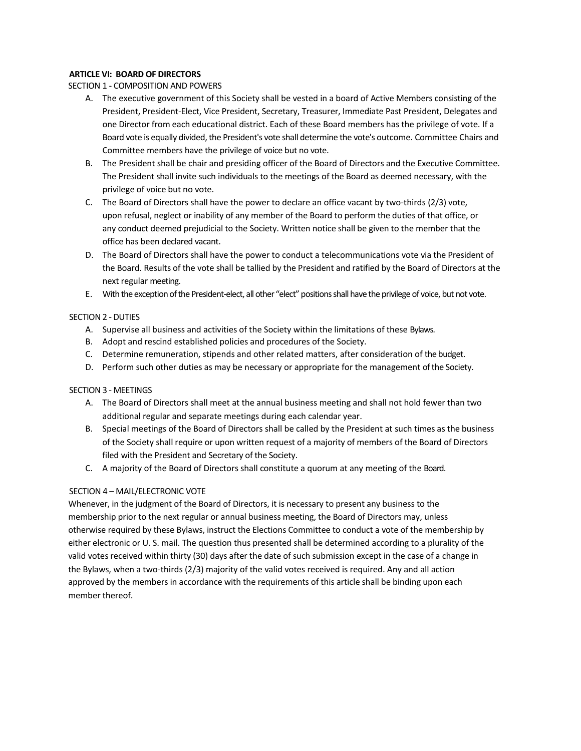**ARTICLE VI: BOARD OF DIRECTORS**

SECTION 1 - COMPOSITION AND POWERS

A. The executive government of this Society shall be vested in a board of Active Members consisting of the President, President-Elect, Vice President, Secretary, Treasurer, Immediate Past President, Delegates and one Director from each educational district. Each of these Board members has the privilege of vote. If a Board vote is equally divided, the President's vote shall determine the vote's outcome. Committee Chairs and Committee members have the privilege of voice but no vote.
B. The President shall be chair and presiding officer of the Board of Directors and the Executive Committee. The President shall invite such individuals to the meetings of the Board as deemed necessary, with the privilege of voice but no vote.
C. The Board of Directors shall have the power to declare an office vacant by two-thirds (2/3) vote, upon refusal, neglect or inability of any member of the Board to perform the duties of that office, or any conduct deemed prejudicial to the Society. Written notice shall be given to the member that the office has been declared vacant.
D. The Board of Directors shall have the power to conduct a telecommunications vote via the President of the Board. Results of the vote shall be tallied by the President and ratified by the Board of Directors at the next regular meeting.
E. With the exception of the President-elect, all other "elect" positions shall have the privilege of voice, but not vote.

SECTION 2 - DUTIES

A. Supervise all business and activities of the Society within the limitations of these Bylaws.
B. Adopt and rescind established policies and procedures of the Society.
C. Determine remuneration, stipends and other related matters, after consideration of the budget.
D. Perform such other duties as may be necessary or appropriate for the management of the Society.

SECTION 3 - MEETINGS

A. The Board of Directors shall meet at the annual business meeting and shall not hold fewer than two additional regular and separate meetings during each calendar year.
B. Special meetings of the Board of Directors shall be called by the President at such times as the business of the Society shall require or upon written request of a majority of members of the Board of Directors filed with the President and Secretary of the Society.
C. A majority of the Board of Directors shall constitute a quorum at any meeting of the Board.

SECTION 4 – MAIL/ELECTRONIC VOTE

Whenever, in the judgment of the Board of Directors, it is necessary to present any business to the membership prior to the next regular or annual business meeting, the Board of Directors may, unless otherwise required by these Bylaws, instruct the Elections Committee to conduct a vote of the membership by either electronic or U. S. mail. The question thus presented shall be determined according to a plurality of the valid votes received within thirty (30) days after the date of such submission except in the case of a change in the Bylaws, when a two-thirds (2/3) majority of the valid votes received is required. Any and all action approved by the members in accordance with the requirements of this article shall be binding upon each member thereof.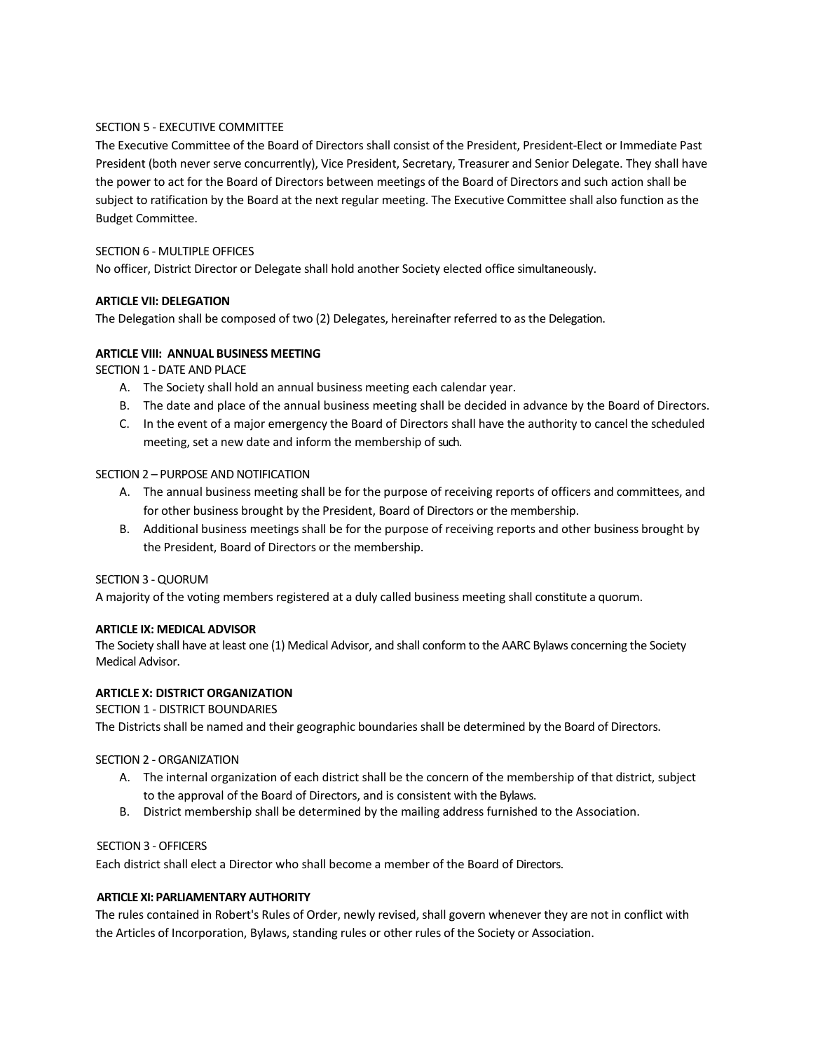SECTION 5 - EXECUTIVE COMMITTEE

The Executive Committee of the Board of Directors shall consist of the President, President-Elect or Immediate Past President (both never serve concurrently), Vice President, Secretary, Treasurer and Senior Delegate. They shall have the power to act for the Board of Directors between meetings of the Board of Directors and such action shall be subject to ratification by the Board at the next regular meeting. The Executive Committee shall also function as the Budget Committee.

SECTION 6 - MULTIPLE OFFICES

No officer, District Director or Delegate shall hold another Society elected office simultaneously.

**ARTICLE VII: DELEGATION**

The Delegation shall be composed of two (2) Delegates, hereinafter referred to as the Delegation.

**ARTICLE VIII: ANNUAL BUSINESS MEETING**

SECTION 1 - DATE AND PLACE

A. The Society shall hold an annual business meeting each calendar year.
B. The date and place of the annual business meeting shall be decided in advance by the Board of Directors.
C. In the event of a major emergency the Board of Directors shall have the authority to cancel the scheduled meeting, set a new date and inform the membership of such.

SECTION 2 – PURPOSE AND NOTIFICATION

A. The annual business meeting shall be for the purpose of receiving reports of officers and committees, and for other business brought by the President, Board of Directors or the membership.
B. Additional business meetings shall be for the purpose of receiving reports and other business brought by the President, Board of Directors or the membership.

SECTION 3 - QUORUM

A majority of the voting members registered at a duly called business meeting shall constitute a quorum.

**ARTICLE IX: MEDICAL ADVISOR**

The Society shall have at least one (1) Medical Advisor, and shall conform to the AARC Bylaws concerning the Society Medical Advisor.

**ARTICLE X: DISTRICT ORGANIZATION**

SECTION 1 - DISTRICT BOUNDARIES

The Districts shall be named and their geographic boundaries shall be determined by the Board of Directors.

SECTION 2 - ORGANIZATION

A. The internal organization of each district shall be the concern of the membership of that district, subject to the approval of the Board of Directors, and is consistent with the Bylaws.
B. District membership shall be determined by the mailing address furnished to the Association.

SECTION 3 - OFFICERS

Each district shall elect a Director who shall become a member of the Board of Directors.

**ARTICLE XI: PARLIAMENTARY AUTHORITY**

The rules contained in Robert's Rules of Order, newly revised, shall govern whenever they are not in conflict with the Articles of Incorporation, Bylaws, standing rules or other rules of the Society or Association.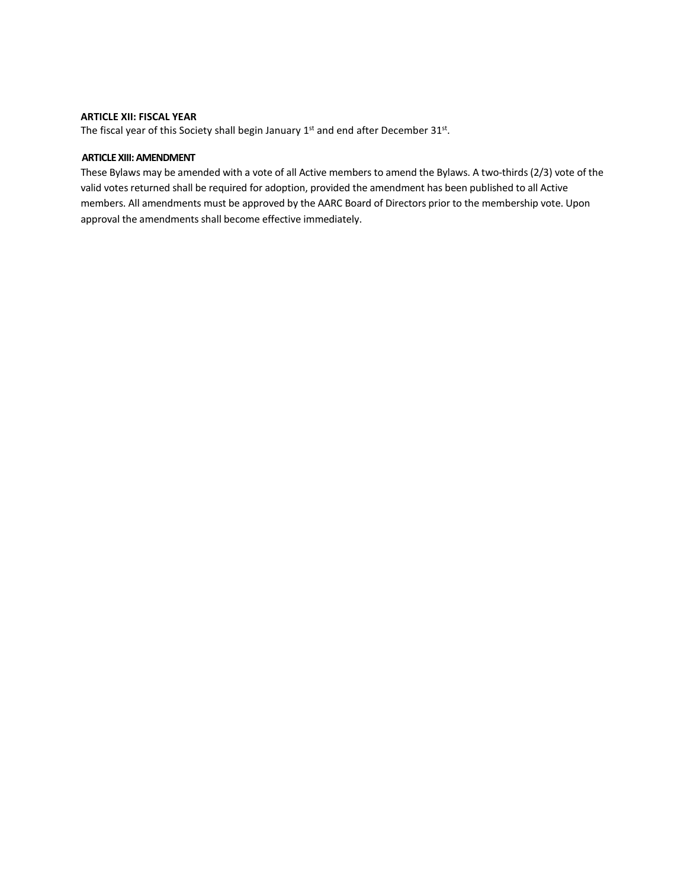**ARTICLE XII: FISCAL YEAR**

The fiscal year of this Society shall begin January 1st and end after December 31st.

**ARTICLE XIII: AMENDMENT**

These Bylaws may be amended with a vote of all Active members to amend the Bylaws. A two-thirds (2/3) vote of the valid votes returned shall be required for adoption, provided the amendment has been published to all Active members. All amendments must be approved by the AARC Board of Directors prior to the membership vote. Upon approval the amendments shall become effective immediately.